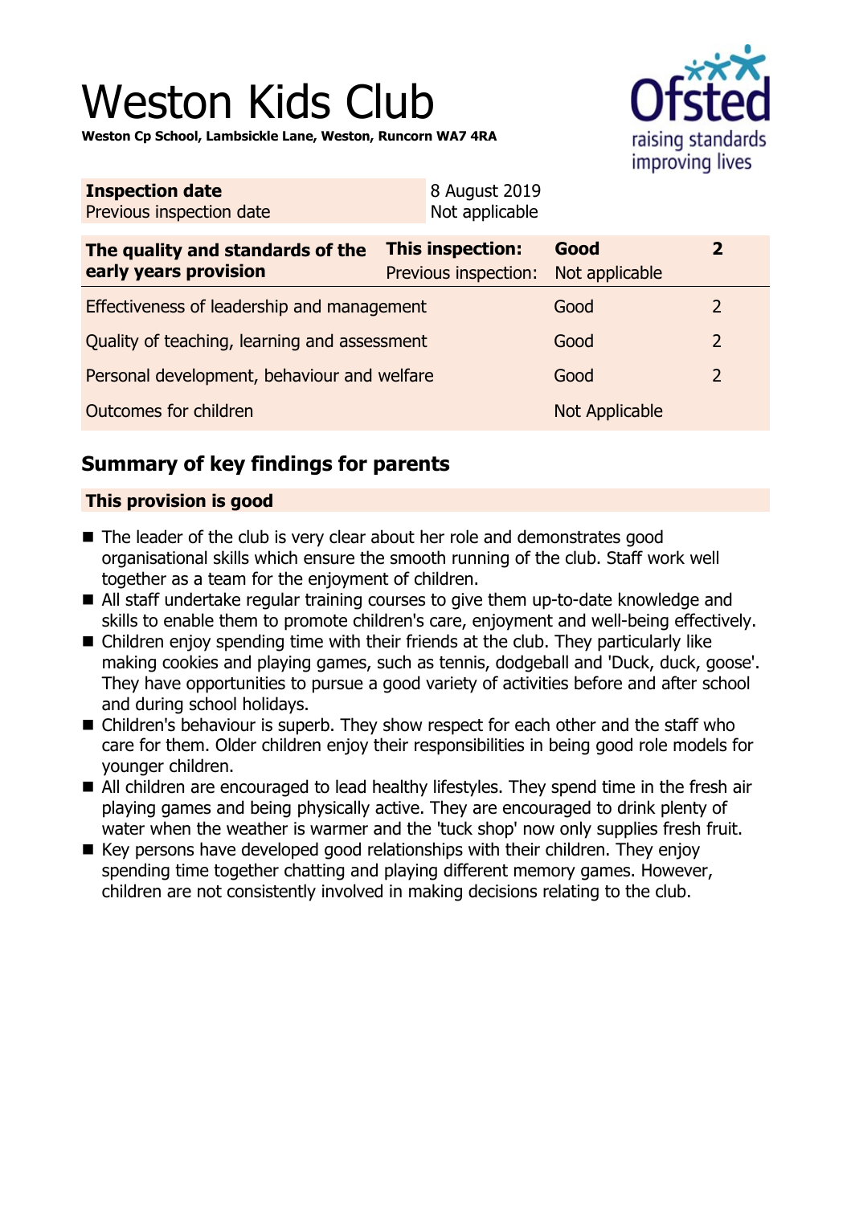# Weston Kids Club

**Weston Cp School, Lambsickle Lane, Weston, Runcorn WA7 4RA**

| **Inspection date** | 8 August 2019 |
|---|---|
| Previous inspection date | Not applicable |

| **The quality and standards of the early years provision** | **This inspection:** | **Good** | **2** |
|---|---|---|---|
| | Previous inspection: | Not applicable | |
| Effectiveness of leadership and management | | Good | 2 |
| Quality of teaching, learning and assessment | | Good | 2 |
| Personal development, behaviour and welfare | | Good | 2 |
| Outcomes for children | | Not Applicable | |

## Summary of key findings for parents

### This provision is good

- The leader of the club is very clear about her role and demonstrates good organisational skills which ensure the smooth running of the club. Staff work well together as a team for the enjoyment of children.
- All staff undertake regular training courses to give them up-to-date knowledge and skills to enable them to promote children's care, enjoyment and well-being effectively.
- Children enjoy spending time with their friends at the club. They particularly like making cookies and playing games, such as tennis, dodgeball and 'Duck, duck, goose'. They have opportunities to pursue a good variety of activities before and after school and during school holidays.
- Children's behaviour is superb. They show respect for each other and the staff who care for them. Older children enjoy their responsibilities in being good role models for younger children.
- All children are encouraged to lead healthy lifestyles. They spend time in the fresh air playing games and being physically active. They are encouraged to drink plenty of water when the weather is warmer and the 'tuck shop' now only supplies fresh fruit.
- Key persons have developed good relationships with their children. They enjoy spending time together chatting and playing different memory games. However, children are not consistently involved in making decisions relating to the club.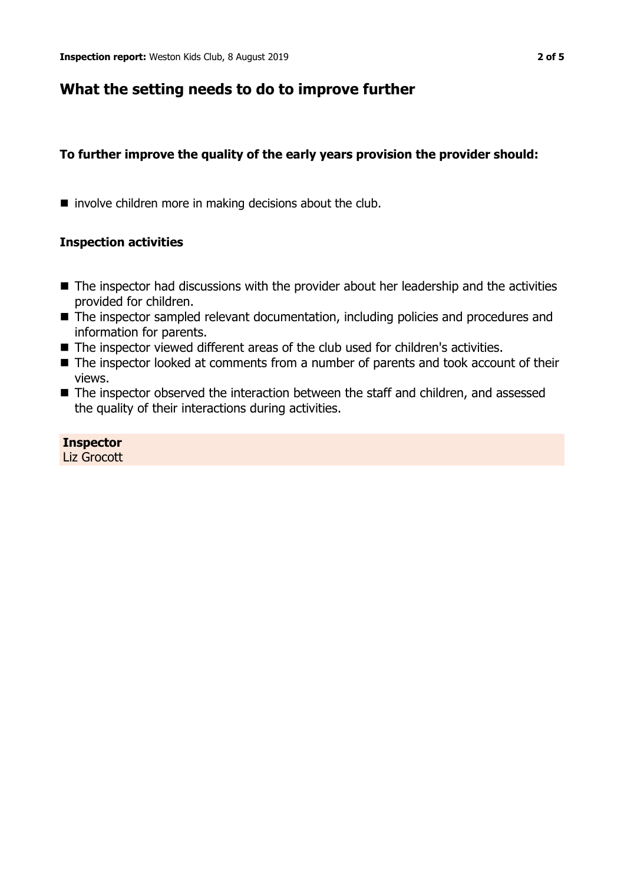## What the setting needs to do to improve further

### To further improve the quality of the early years provision the provider should:

- involve children more in making decisions about the club.

### Inspection activities

- The inspector had discussions with the provider about her leadership and the activities provided for children.
- The inspector sampled relevant documentation, including policies and procedures and information for parents.
- The inspector viewed different areas of the club used for children's activities.
- The inspector looked at comments from a number of parents and took account of their views.
- The inspector observed the interaction between the staff and children, and assessed the quality of their interactions during activities.

**Inspector**
Liz Grocott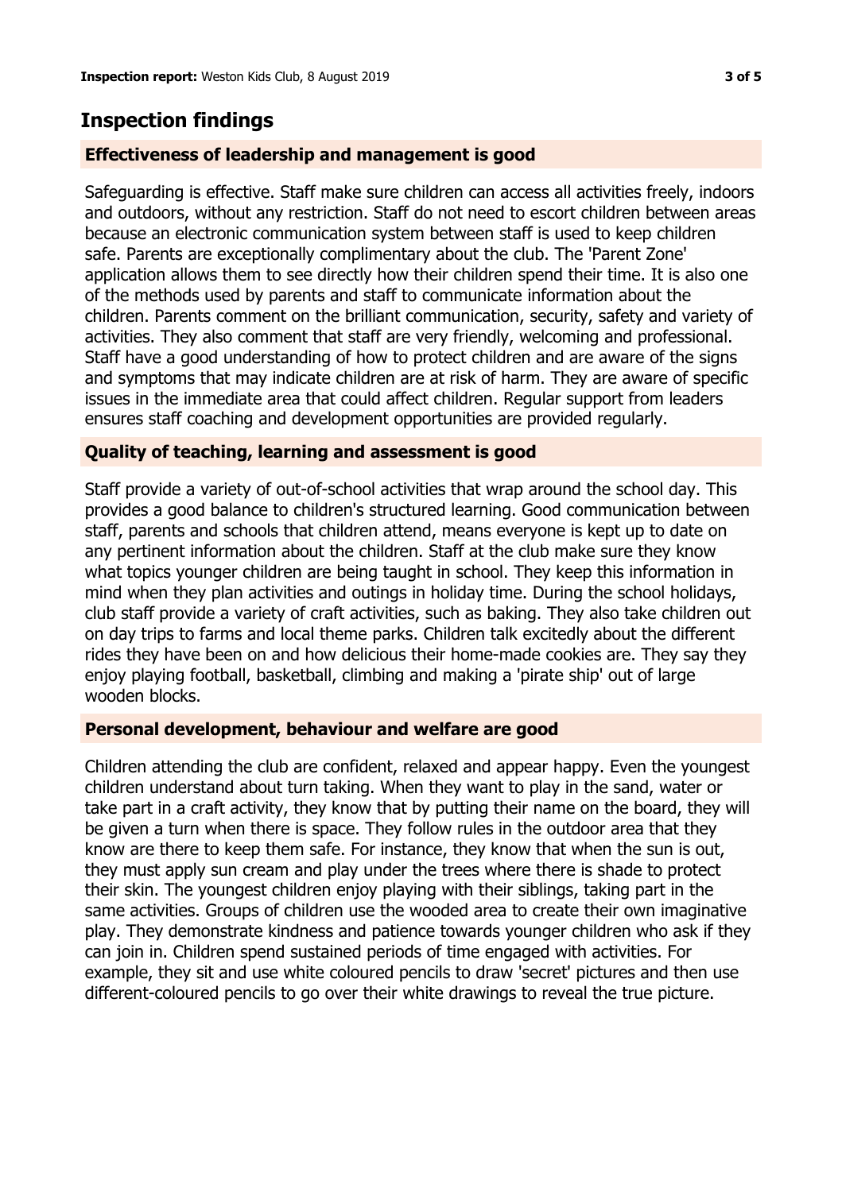## Inspection findings

### Effectiveness of leadership and management is good

Safeguarding is effective. Staff make sure children can access all activities freely, indoors and outdoors, without any restriction. Staff do not need to escort children between areas because an electronic communication system between staff is used to keep children safe. Parents are exceptionally complimentary about the club. The 'Parent Zone' application allows them to see directly how their children spend their time. It is also one of the methods used by parents and staff to communicate information about the children. Parents comment on the brilliant communication, security, safety and variety of activities. They also comment that staff are very friendly, welcoming and professional. Staff have a good understanding of how to protect children and are aware of the signs and symptoms that may indicate children are at risk of harm. They are aware of specific issues in the immediate area that could affect children. Regular support from leaders ensures staff coaching and development opportunities are provided regularly.

### Quality of teaching, learning and assessment is good

Staff provide a variety of out-of-school activities that wrap around the school day. This provides a good balance to children's structured learning. Good communication between staff, parents and schools that children attend, means everyone is kept up to date on any pertinent information about the children. Staff at the club make sure they know what topics younger children are being taught in school. They keep this information in mind when they plan activities and outings in holiday time. During the school holidays, club staff provide a variety of craft activities, such as baking. They also take children out on day trips to farms and local theme parks. Children talk excitedly about the different rides they have been on and how delicious their home-made cookies are. They say they enjoy playing football, basketball, climbing and making a 'pirate ship' out of large wooden blocks.

### Personal development, behaviour and welfare are good

Children attending the club are confident, relaxed and appear happy. Even the youngest children understand about turn taking. When they want to play in the sand, water or take part in a craft activity, they know that by putting their name on the board, they will be given a turn when there is space. They follow rules in the outdoor area that they know are there to keep them safe. For instance, they know that when the sun is out, they must apply sun cream and play under the trees where there is shade to protect their skin. The youngest children enjoy playing with their siblings, taking part in the same activities. Groups of children use the wooded area to create their own imaginative play. They demonstrate kindness and patience towards younger children who ask if they can join in. Children spend sustained periods of time engaged with activities. For example, they sit and use white coloured pencils to draw 'secret' pictures and then use different-coloured pencils to go over their white drawings to reveal the true picture.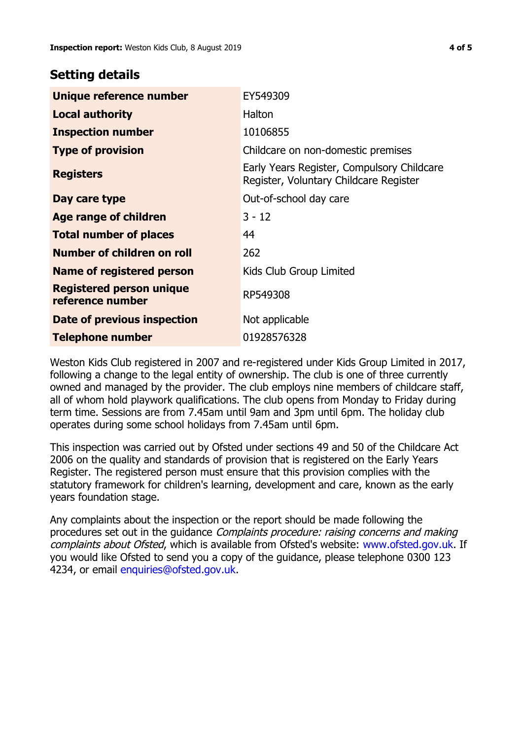## Setting details

| | |
|---|---|
| **Unique reference number** | EY549309 |
| **Local authority** | Halton |
| **Inspection number** | 10106855 |
| **Type of provision** | Childcare on non-domestic premises |
| **Registers** | Early Years Register, Compulsory Childcare Register, Voluntary Childcare Register |
| **Day care type** | Out-of-school day care |
| **Age range of children** | 3 - 12 |
| **Total number of places** | 44 |
| **Number of children on roll** | 262 |
| **Name of registered person** | Kids Club Group Limited |
| **Registered person unique reference number** | RP549308 |
| **Date of previous inspection** | Not applicable |
| **Telephone number** | 01928576328 |

Weston Kids Club registered in 2007 and re-registered under Kids Group Limited in 2017, following a change to the legal entity of ownership. The club is one of three currently owned and managed by the provider. The club employs nine members of childcare staff, all of whom hold playwork qualifications. The club opens from Monday to Friday during term time. Sessions are from 7.45am until 9am and 3pm until 6pm. The holiday club operates during some school holidays from 7.45am until 6pm.

This inspection was carried out by Ofsted under sections 49 and 50 of the Childcare Act 2006 on the quality and standards of provision that is registered on the Early Years Register. The registered person must ensure that this provision complies with the statutory framework for children's learning, development and care, known as the early years foundation stage.

Any complaints about the inspection or the report should be made following the procedures set out in the guidance *Complaints procedure: raising concerns and making complaints about Ofsted*, which is available from Ofsted's website: www.ofsted.gov.uk. If you would like Ofsted to send you a copy of the guidance, please telephone 0300 123 4234, or email enquiries@ofsted.gov.uk.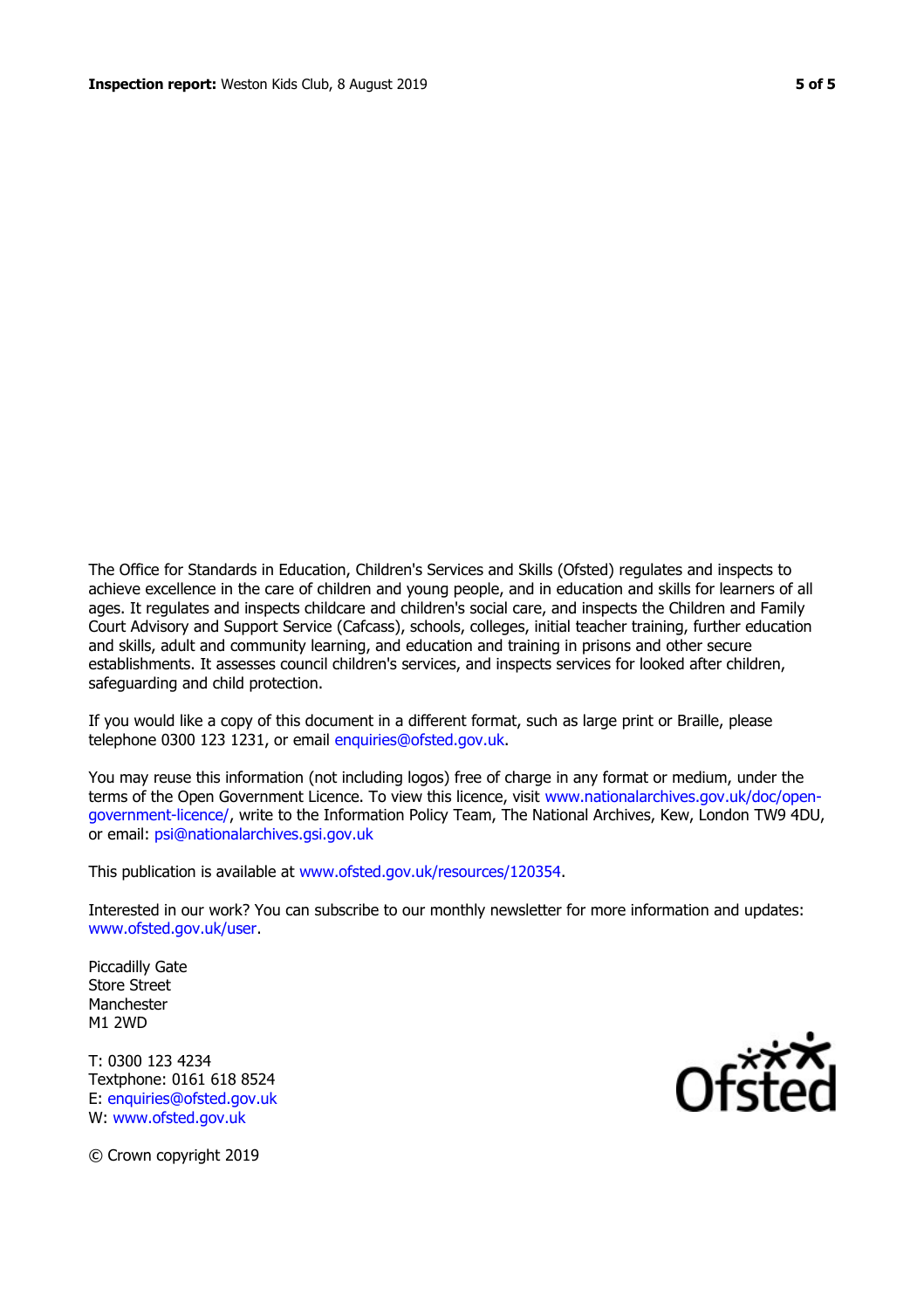The Office for Standards in Education, Children's Services and Skills (Ofsted) regulates and inspects to achieve excellence in the care of children and young people, and in education and skills for learners of all ages. It regulates and inspects childcare and children's social care, and inspects the Children and Family Court Advisory and Support Service (Cafcass), schools, colleges, initial teacher training, further education and skills, adult and community learning, and education and training in prisons and other secure establishments. It assesses council children's services, and inspects services for looked after children, safeguarding and child protection.

If you would like a copy of this document in a different format, such as large print or Braille, please telephone 0300 123 1231, or email enquiries@ofsted.gov.uk.

You may reuse this information (not including logos) free of charge in any format or medium, under the terms of the Open Government Licence. To view this licence, visit www.nationalarchives.gov.uk/doc/open-government-licence/, write to the Information Policy Team, The National Archives, Kew, London TW9 4DU, or email: psi@nationalarchives.gsi.gov.uk

This publication is available at www.ofsted.gov.uk/resources/120354.

Interested in our work? You can subscribe to our monthly newsletter for more information and updates: www.ofsted.gov.uk/user.

Piccadilly Gate
Store Street
Manchester
M1 2WD

T: 0300 123 4234
Textphone: 0161 618 8524
E: enquiries@ofsted.gov.uk
W: www.ofsted.gov.uk

© Crown copyright 2019